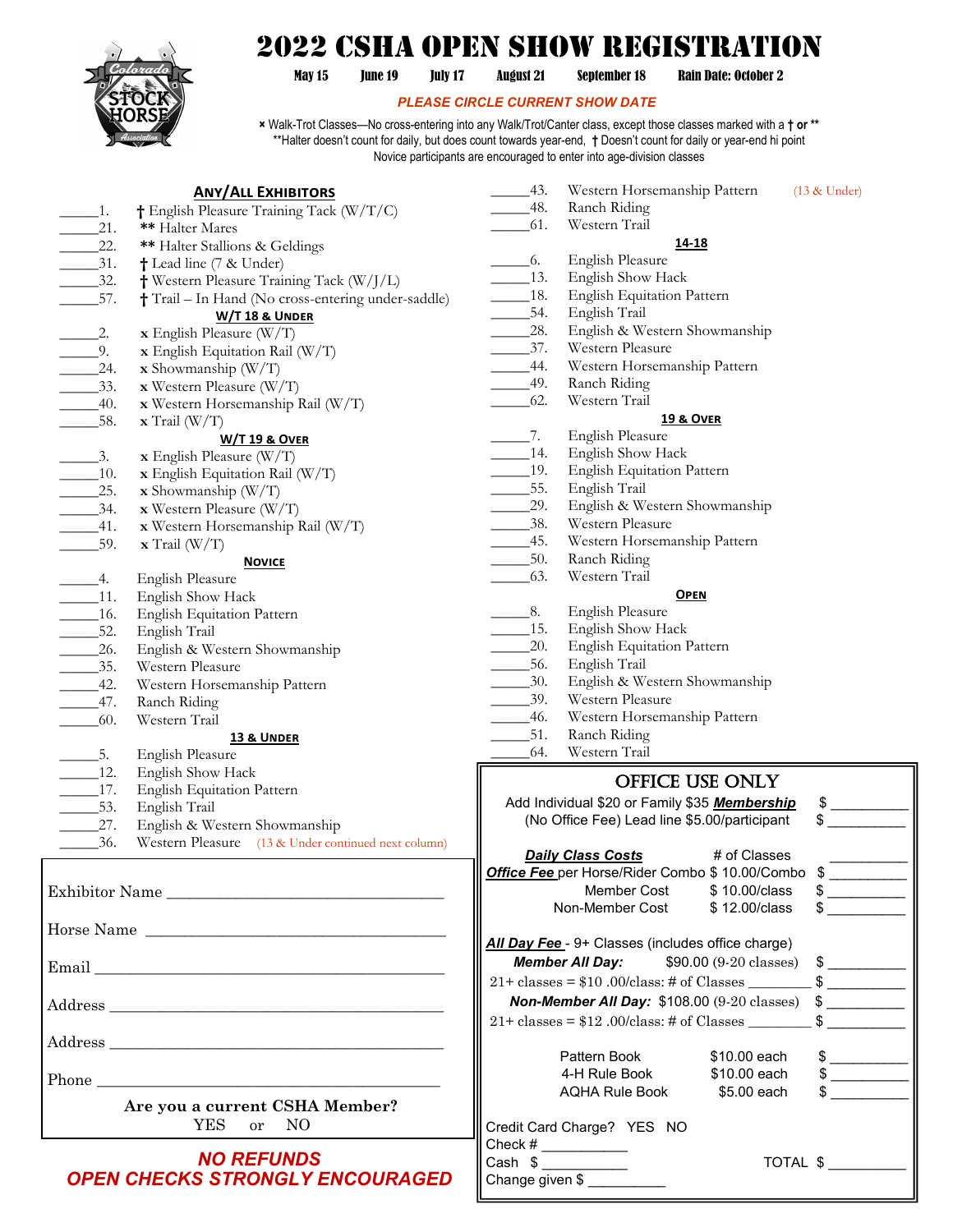# 2022 CSHA OPEN SHOW REGISTRATION

**May 15 June 19 July 17 August 21 September 18 Rain Date: October 2**

***PLEASE CIRCLE CURRENT SHOW DATE***

x Walk-Trot Classes—No cross-entering into any Walk/Trot/Canter class, except those classes marked with a † or **
**Halter doesn't count for daily, but does count towards year-end, † Doesn't count for daily or year-end hi point
Novice participants are encouraged to enter into age-division classes

## ANY/ALL EXHIBITORS

_____1. † English Pleasure Training Tack (W/T/C)
_____21. ** Halter Mares
_____22. ** Halter Stallions & Geldings
_____31. † Lead line (7 & Under)
_____32. † Western Pleasure Training Tack (W/J/L)
_____57. † Trail – In Hand (No cross-entering under-saddle)

## W/T 18 & UNDER

_____2. x English Pleasure (W/T)
_____9. x English Equitation Rail (W/T)
_____24. x Showmanship (W/T)
_____33. x Western Pleasure (W/T)
_____40. x Western Horsemanship Rail (W/T)
_____58. x Trail (W/T)

## W/T 19 & OVER

_____3. x English Pleasure (W/T)
_____10. x English Equitation Rail (W/T)
_____25. x Showmanship (W/T)
_____34. x Western Pleasure (W/T)
_____41. x Western Horsemanship Rail (W/T)
_____59. x Trail (W/T)

## NOVICE

_____4. English Pleasure
_____11. English Show Hack
_____16. English Equitation Pattern
_____52. English Trail
_____26. English & Western Showmanship
_____35. Western Pleasure
_____42. Western Horsemanship Pattern
_____47. Ranch Riding
_____60. Western Trail

## 13 & UNDER

_____5. English Pleasure
_____12. English Show Hack
_____17. English Equitation Pattern
_____53. English Trail
_____27. English & Western Showmanship
_____36. Western Pleasure (13 & Under continued next column)
_____43. Western Horsemanship Pattern (13 & Under)
_____48. Ranch Riding
_____61. Western Trail

## 14-18

_____6. English Pleasure
_____13. English Show Hack
_____18. English Equitation Pattern
_____54. English Trail
_____28. English & Western Showmanship
_____37. Western Pleasure
_____44. Western Horsemanship Pattern
_____49. Ranch Riding
_____62. Western Trail

## 19 & OVER

_____7. English Pleasure
_____14. English Show Hack
_____19. English Equitation Pattern
_____55. English Trail
_____29. English & Western Showmanship
_____38. Western Pleasure
_____45. Western Horsemanship Pattern
_____50. Ranch Riding
_____63. Western Trail

## OPEN

_____8. English Pleasure
_____15. English Show Hack
_____20. English Equitation Pattern
_____56. English Trail
_____30. English & Western Showmanship
_____39. Western Pleasure
_____46. Western Horsemanship Pattern
_____51. Ranch Riding
_____64. Western Trail

---

Exhibitor Name ________________________________

Horse Name ________________________________

Email ________________________________

Address ________________________________

Address ________________________________

Phone ________________________________

**Are you a current CSHA Member?**
YES or NO

***NO REFUNDS***
***OPEN CHECKS STRONGLY ENCOURAGED***

---

## OFFICE USE ONLY

Add Individual $20 or Family $35 ***Membership*** $ __________
(No Office Fee) Lead line $5.00/participant $ __________

***Daily Class Costs*** # of Classes __________
***Office Fee*** per Horse/Rider Combo $ 10.00/Combo $ __________
Member Cost $ 10.00/class $ __________
Non-Member Cost $ 12.00/class $ __________

***All Day Fee*** - 9+ Classes (includes office charge)
***Member All Day:*** $90.00 (9-20 classes) $ __________
21+ classes = $10 .00/class: # of Classes ________ $ __________
***Non-Member All Day:*** $108.00 (9-20 classes) $ __________
21+ classes = $12 .00/class: # of Classes ________ $ __________

Pattern Book $10.00 each $ __________
4-H Rule Book $10.00 each $ __________
AQHA Rule Book $5.00 each $ __________

Credit Card Charge? YES NO
Check # ___________
Cash $ ___________ TOTAL $ __________
Change given $ ___________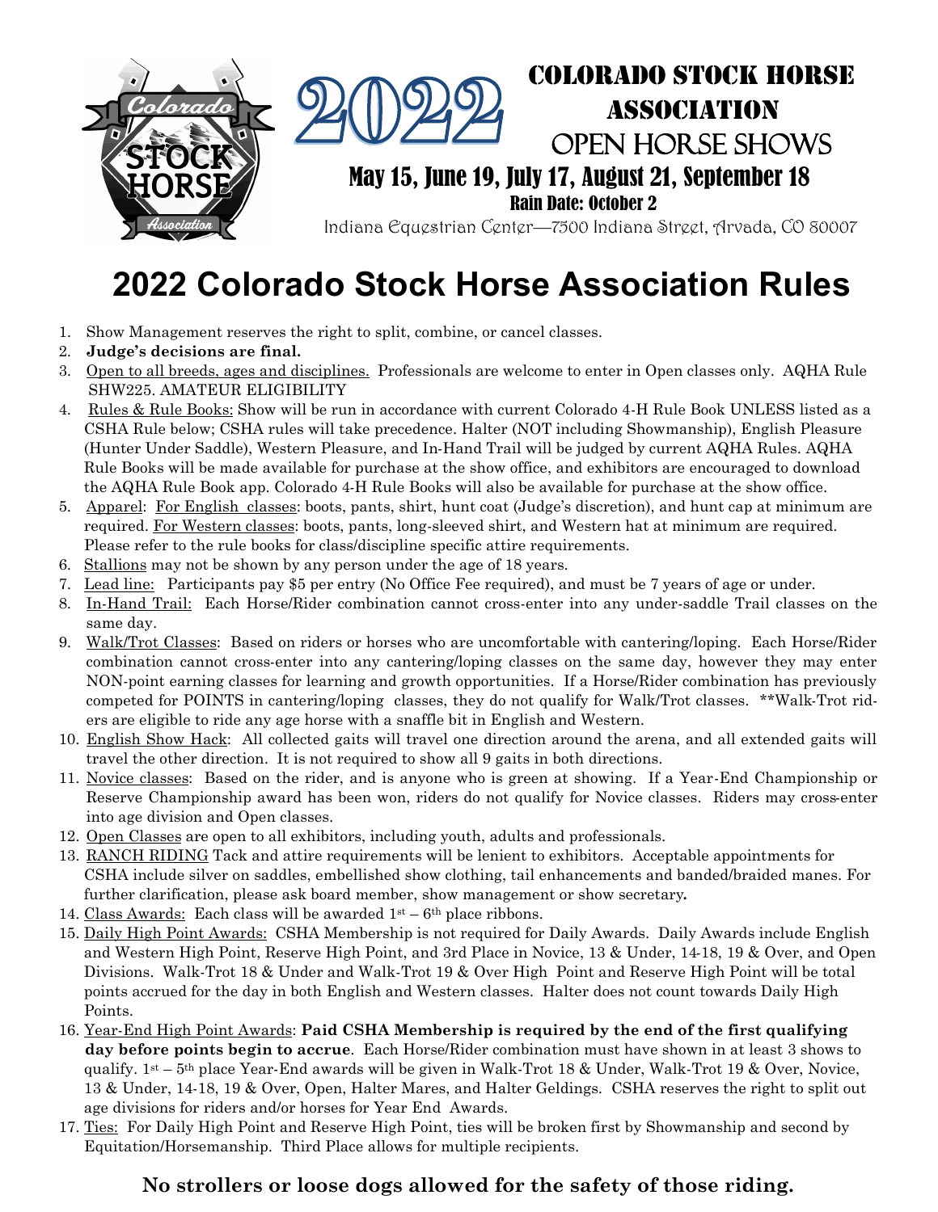2022

COLORADO STOCK HORSE ASSOCIATION

OPEN HORSE SHOWS

May 15, June 19, July 17, August 21, September 18

Rain Date: October 2

Indiana Equestrian Center—7500 Indiana Street, Arvada, CO 80007

# 2022 Colorado Stock Horse Association Rules

1. Show Management reserves the right to split, combine, or cancel classes.
2. **Judge's decisions are final.**
3. Open to all breeds, ages and disciplines. Professionals are welcome to enter in Open classes only. AQHA Rule SHW225. AMATEUR ELIGIBILITY
4. Rules & Rule Books: Show will be run in accordance with current Colorado 4-H Rule Book UNLESS listed as a CSHA Rule below; CSHA rules will take precedence. Halter (NOT including Showmanship), English Pleasure (Hunter Under Saddle), Western Pleasure, and In-Hand Trail will be judged by current AQHA Rules. AQHA Rule Books will be made available for purchase at the show office, and exhibitors are encouraged to download the AQHA Rule Book app. Colorado 4-H Rule Books will also be available for purchase at the show office.
5. Apparel: For English classes: boots, pants, shirt, hunt coat (Judge's discretion), and hunt cap at minimum are required. For Western classes: boots, pants, long-sleeved shirt, and Western hat at minimum are required. Please refer to the rule books for class/discipline specific attire requirements.
6. Stallions may not be shown by any person under the age of 18 years.
7. Lead line: Participants pay $5 per entry (No Office Fee required), and must be 7 years of age or under.
8. In-Hand Trail: Each Horse/Rider combination cannot cross-enter into any under-saddle Trail classes on the same day.
9. Walk/Trot Classes: Based on riders or horses who are uncomfortable with cantering/loping. Each Horse/Rider combination cannot cross-enter into any cantering/loping classes on the same day, however they may enter NON-point earning classes for learning and growth opportunities. If a Horse/Rider combination has previously competed for POINTS in cantering/loping classes, they do not qualify for Walk/Trot classes. **Walk-Trot riders are eligible to ride any age horse with a snaffle bit in English and Western.
10. English Show Hack: All collected gaits will travel one direction around the arena, and all extended gaits will travel the other direction. It is not required to show all 9 gaits in both directions.
11. Novice classes: Based on the rider, and is anyone who is green at showing. If a Year-End Championship or Reserve Championship award has been won, riders do not qualify for Novice classes. Riders may cross-enter into age division and Open classes.
12. Open Classes are open to all exhibitors, including youth, adults and professionals.
13. RANCH RIDING Tack and attire requirements will be lenient to exhibitors. Acceptable appointments for CSHA include silver on saddles, embellished show clothing, tail enhancements and banded/braided manes. For further clarification, please ask board member, show management or show secretary**.**
14. Class Awards: Each class will be awarded 1st – 6th place ribbons.
15. Daily High Point Awards: CSHA Membership is not required for Daily Awards. Daily Awards include English and Western High Point, Reserve High Point, and 3rd Place in Novice, 13 & Under, 14-18, 19 & Over, and Open Divisions. Walk-Trot 18 & Under and Walk-Trot 19 & Over High Point and Reserve High Point will be total points accrued for the day in both English and Western classes. Halter does not count towards Daily High Points.
16. Year-End High Point Awards: **Paid CSHA Membership is required by the end of the first qualifying day before points begin to accrue**. Each Horse/Rider combination must have shown in at least 3 shows to qualify. 1st – 5th place Year-End awards will be given in Walk-Trot 18 & Under, Walk-Trot 19 & Over, Novice, 13 & Under, 14-18, 19 & Over, Open, Halter Mares, and Halter Geldings. CSHA reserves the right to split out age divisions for riders and/or horses for Year End Awards.
17. Ties: For Daily High Point and Reserve High Point, ties will be broken first by Showmanship and second by Equitation/Horsemanship. Third Place allows for multiple recipients.

**No strollers or loose dogs allowed for the safety of those riding.**